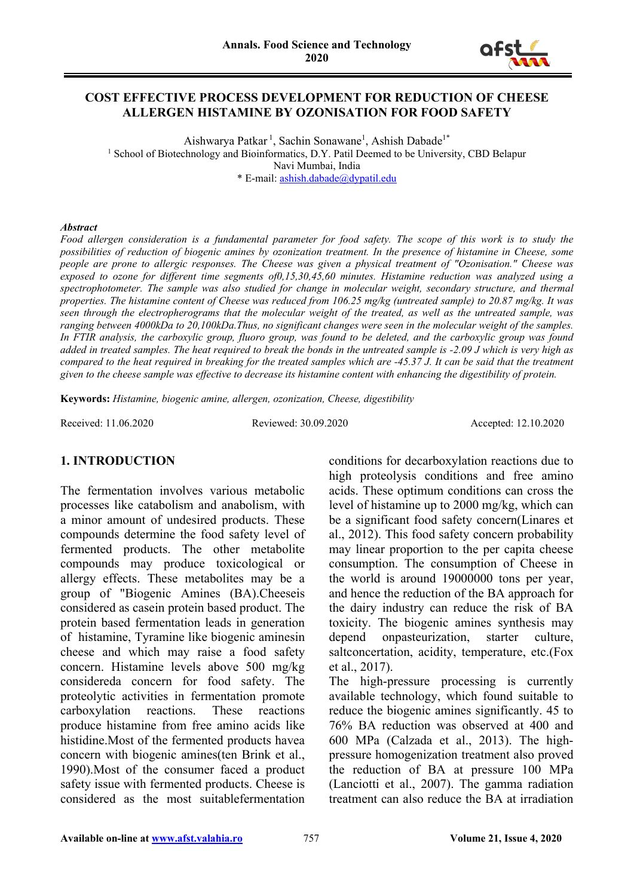# COST EFFECTIVE PROCESS DEVELOPMENT FOR REDUCTION OF CHEESE ALLERGEN HISTAMINE BY OZONISATION FOR FOOD SAFETY

Aishwarya Patkar [1], Sachin Sonawane[1], Ashish Dabade[1*]

[1] School of Biotechnology and Bioinformatics, D.Y. Patil Deemed to be University, CBD Belapur Navi Mumbai, India

\* E-mail: ashish.dabade@dypatil.edu

### *Abstract*

*Food allergen consideration is a fundamental parameter for food safety. The scope of this work is to study the possibilities of reduction of biogenic amines by ozonization treatment. In the presence of histamine in Cheese, some people are prone to allergic responses. The Cheese was given a physical treatment of "Ozonisation." Cheese was exposed to ozone for different time segments of0,15,30,45,60 minutes. Histamine reduction was analyzed using a spectrophotometer. The sample was also studied for change in molecular weight, secondary structure, and thermal properties. The histamine content of Cheese was reduced from 106.25 mg/kg (untreated sample) to 20.87 mg/kg. It was seen through the electropherograms that the molecular weight of the treated, as well as the untreated sample, was ranging between 4000kDa to 20,100kDa.Thus, no significant changes were seen in the molecular weight of the samples. In FTIR analysis, the carboxylic group, fluoro group, was found to be deleted, and the carboxylic group was found added in treated samples. The heat required to break the bonds in the untreated sample is -2.09 J which is very high as compared to the heat required in breaking for the treated samples which are -45.37 J. It can be said that the treatment given to the cheese sample was effective to decrease its histamine content with enhancing the digestibility of protein.*

**Keywords:** *Histamine, biogenic amine, allergen, ozonization, Cheese, digestibility*

Received: 11.06.2020 Reviewed: 30.09.2020 Accepted: 12.10.2020

## 1. INTRODUCTION

The fermentation involves various metabolic processes like catabolism and anabolism, with a minor amount of undesired products. These compounds determine the food safety level of fermented products. The other metabolite compounds may produce toxicological or allergy effects. These metabolites may be a group of "Biogenic Amines (BA).Cheeseis considered as casein protein based product. The protein based fermentation leads in generation of histamine, Tyramine like biogenic aminesin cheese and which may raise a food safety concern. Histamine levels above 500 mg/kg considereda concern for food safety. The proteolytic activities in fermentation promote carboxylation reactions. These reactions produce histamine from free amino acids like histidine.Most of the fermented products havea concern with biogenic amines(ten Brink et al., 1990).Most of the consumer faced a product safety issue with fermented products. Cheese is considered as the most suitablefermentation conditions for decarboxylation reactions due to high proteolysis conditions and free amino acids. These optimum conditions can cross the level of histamine up to 2000 mg/kg, which can be a significant food safety concern(Linares et al., 2012). This food safety concern probability may linear proportion to the per capita cheese consumption. The consumption of Cheese in the world is around 19000000 tons per year, and hence the reduction of the BA approach for the dairy industry can reduce the risk of BA toxicity. The biogenic amines synthesis may depend onpasteurization, starter culture, saltconcertation, acidity, temperature, etc.(Fox et al., 2017).

The high-pressure processing is currently available technology, which found suitable to reduce the biogenic amines significantly. 45 to 76% BA reduction was observed at 400 and 600 MPa (Calzada et al., 2013). The high-pressure homogenization treatment also proved the reduction of BA at pressure 100 MPa (Lanciotti et al., 2007). The gamma radiation treatment can also reduce the BA at irradiation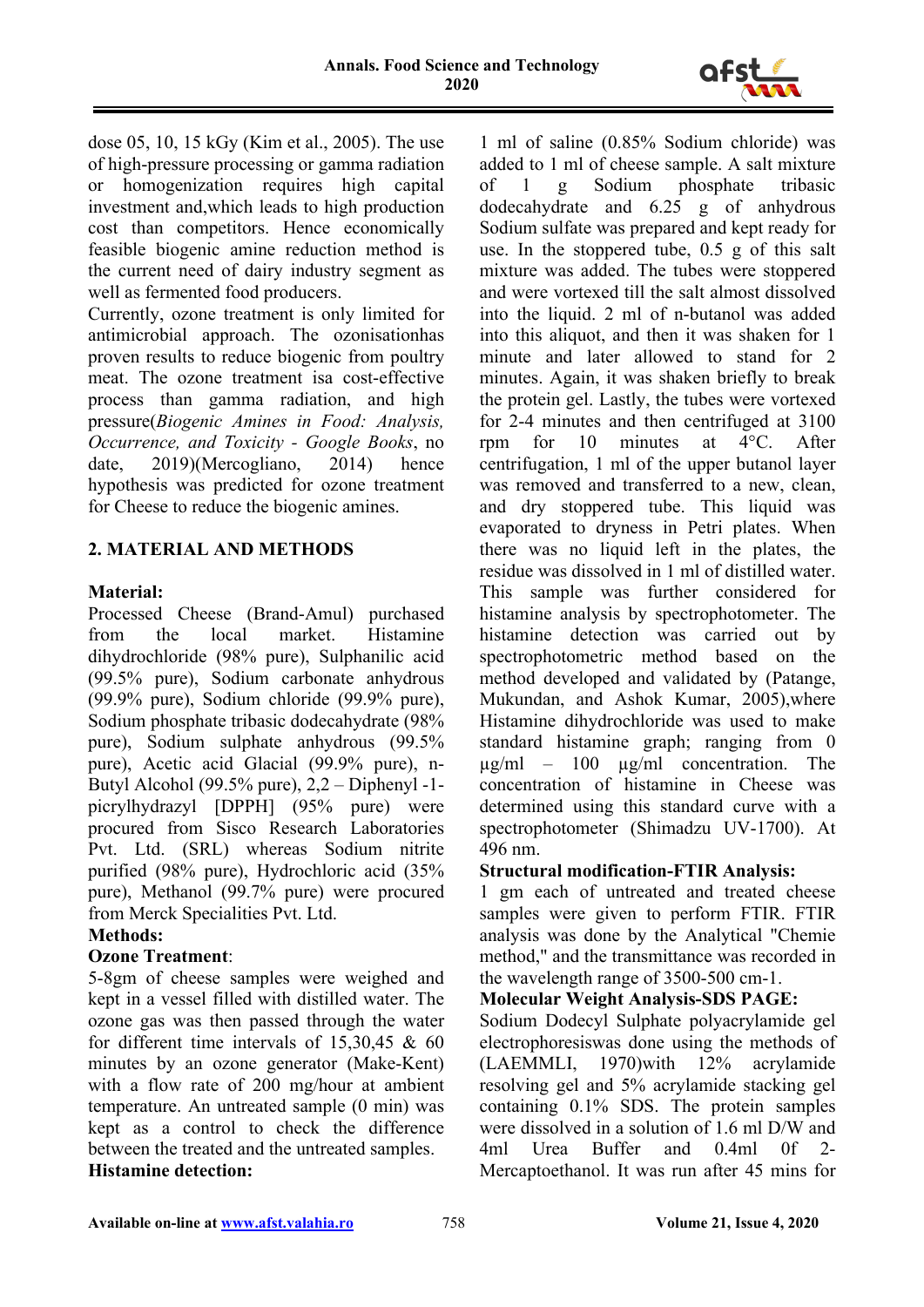dose 05, 10, 15 kGy (Kim et al., 2005). The use of high-pressure processing or gamma radiation or homogenization requires high capital investment and,which leads to high production cost than competitors. Hence economically feasible biogenic amine reduction method is the current need of dairy industry segment as well as fermented food producers.

Currently, ozone treatment is only limited for antimicrobial approach. The ozonisationhas proven results to reduce biogenic from poultry meat. The ozone treatment isa cost-effective process than gamma radiation, and high pressure(*Biogenic Amines in Food: Analysis, Occurrence, and Toxicity - Google Books*, no date, 2019)(Mercogliano, 2014) hence hypothesis was predicted for ozone treatment for Cheese to reduce the biogenic amines.

## 2. MATERIAL AND METHODS

### Material:

Processed Cheese (Brand-Amul) purchased from the local market. Histamine dihydrochloride (98% pure), Sulphanilic acid (99.5% pure), Sodium carbonate anhydrous (99.9% pure), Sodium chloride (99.9% pure), Sodium phosphate tribasic dodecahydrate (98% pure), Sodium sulphate anhydrous (99.5% pure), Acetic acid Glacial (99.9% pure), n-Butyl Alcohol (99.5% pure), 2,2 – Diphenyl -1-picrylhydrazyl [DPPH] (95% pure) were procured from Sisco Research Laboratories Pvt. Ltd. (SRL) whereas Sodium nitrite purified (98% pure), Hydrochloric acid (35% pure), Methanol (99.7% pure) were procured from Merck Specialities Pvt. Ltd.

### Methods:

**Ozone Treatment**:

5-8gm of cheese samples were weighed and kept in a vessel filled with distilled water. The ozone gas was then passed through the water for different time intervals of 15,30,45 & 60 minutes by an ozone generator (Make-Kent) with a flow rate of 200 mg/hour at ambient temperature. An untreated sample (0 min) was kept as a control to check the difference between the treated and the untreated samples.

**Histamine detection:**

1 ml of saline (0.85% Sodium chloride) was added to 1 ml of cheese sample. A salt mixture of 1 g Sodium phosphate tribasic dodecahydrate and 6.25 g of anhydrous Sodium sulfate was prepared and kept ready for use. In the stoppered tube, 0.5 g of this salt mixture was added. The tubes were stoppered and were vortexed till the salt almost dissolved into the liquid. 2 ml of n-butanol was added into this aliquot, and then it was shaken for 1 minute and later allowed to stand for 2 minutes. Again, it was shaken briefly to break the protein gel. Lastly, the tubes were vortexed for 2-4 minutes and then centrifuged at 3100 rpm for 10 minutes at 4°C. After centrifugation, 1 ml of the upper butanol layer was removed and transferred to a new, clean, and dry stoppered tube. This liquid was evaporated to dryness in Petri plates. When there was no liquid left in the plates, the residue was dissolved in 1 ml of distilled water. This sample was further considered for histamine analysis by spectrophotometer. The histamine detection was carried out by spectrophotometric method based on the method developed and validated by (Patange, Mukundan, and Ashok Kumar, 2005),where Histamine dihydrochloride was used to make standard histamine graph; ranging from 0 µg/ml – 100 µg/ml concentration. The concentration of histamine in Cheese was determined using this standard curve with a spectrophotometer (Shimadzu UV-1700). At 496 nm.

**Structural modification-FTIR Analysis:**

1 gm each of untreated and treated cheese samples were given to perform FTIR. FTIR analysis was done by the Analytical "Chemie method," and the transmittance was recorded in the wavelength range of 3500-500 cm-1.

**Molecular Weight Analysis-SDS PAGE:**

Sodium Dodecyl Sulphate polyacrylamide gel electrophoresiswas done using the methods of (LAEMMLI, 1970)with 12% acrylamide resolving gel and 5% acrylamide stacking gel containing 0.1% SDS. The protein samples were dissolved in a solution of 1.6 ml D/W and 4ml Urea Buffer and 0.4ml 0f 2-Mercaptoethanol. It was run after 45 mins for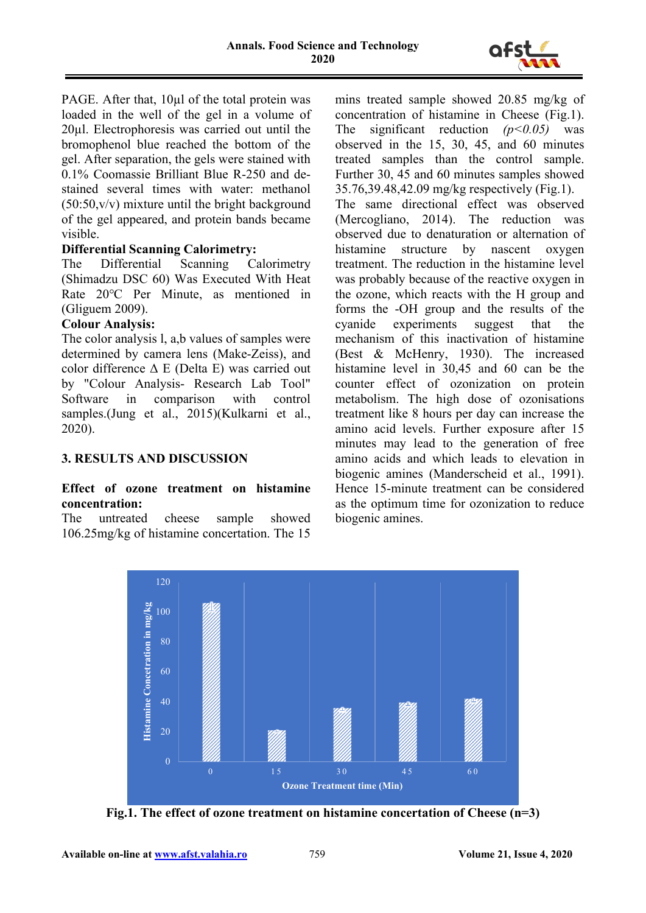PAGE. After that, 10µl of the total protein was loaded in the well of the gel in a volume of 20µl. Electrophoresis was carried out until the bromophenol blue reached the bottom of the gel. After separation, the gels were stained with 0.1% Coomassie Brilliant Blue R-250 and de-stained several times with water: methanol (50:50,v/v) mixture until the bright background of the gel appeared, and protein bands became visible.

**Differential Scanning Calorimetry:**

The Differential Scanning Calorimetry (Shimadzu DSC 60) Was Executed With Heat Rate 20°C Per Minute, as mentioned in (Gliguem 2009).

**Colour Analysis:**

The color analysis l, a,b values of samples were determined by camera lens (Make-Zeiss), and color difference Δ E (Delta E) was carried out by "Colour Analysis- Research Lab Tool" Software in comparison with control samples.(Jung et al., 2015)(Kulkarni et al., 2020).

## 3. RESULTS AND DISCUSSION

**Effect of ozone treatment on histamine concentration:**

The untreated cheese sample showed 106.25mg/kg of histamine concertation. The 15 mins treated sample showed 20.85 mg/kg of concentration of histamine in Cheese (Fig.1). The significant reduction *($p<0.05$)* was observed in the 15, 30, 45, and 60 minutes treated samples than the control sample. Further 30, 45 and 60 minutes samples showed 35.76,39.48,42.09 mg/kg respectively (Fig.1). The same directional effect was observed (Mercogliano, 2014). The reduction was observed due to denaturation or alternation of histamine structure by nascent oxygen treatment. The reduction in the histamine level was probably because of the reactive oxygen in the ozone, which reacts with the H group and forms the -OH group and the results of the cyanide experiments suggest that the mechanism of this inactivation of histamine (Best & McHenry, 1930). The increased histamine level in 30,45 and 60 can be the counter effect of ozonization on protein metabolism. The high dose of ozonisations treatment like 8 hours per day can increase the amino acid levels. Further exposure after 15 minutes may lead to the generation of free amino acids and which leads to elevation in biogenic amines (Manderscheid et al., 1991). Hence 15-minute treatment can be considered as the optimum time for ozonization to reduce biogenic amines.

Histamine Concetration in mg/kg
120
100
80
60
40
20
0
0
15
30
45
60
Ozone Treatment time (Min)

**Fig.1. The effect of ozone treatment on histamine concertation of Cheese (n=3)**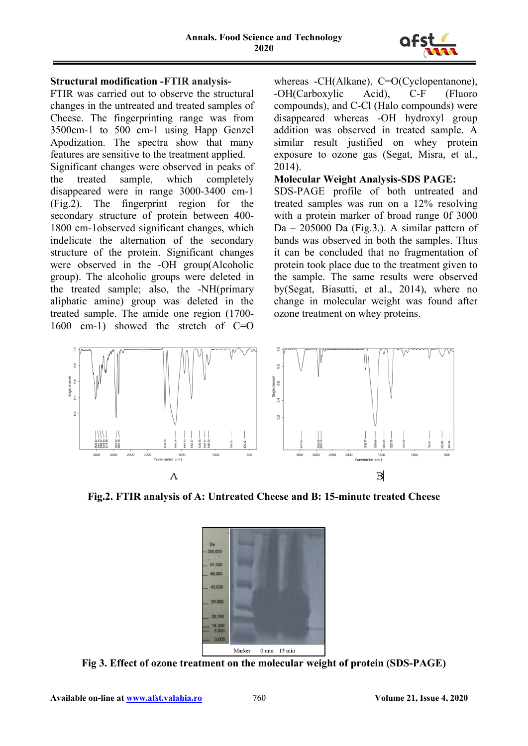**Structural modification -FTIR analysis-**

FTIR was carried out to observe the structural changes in the untreated and treated samples of Cheese. The fingerprinting range was from 3500cm-1 to 500 cm-1 using Happ Genzel Apodization. The spectra show that many features are sensitive to the treatment applied.

Significant changes were observed in peaks of the treated sample, which completely disappeared were in range 3000-3400 cm-1 (Fig.2). The fingerprint region for the secondary structure of protein between 400-1800 cm-1observed significant changes, which indelicate the alternation of the secondary structure of the protein. Significant changes were observed in the -OH group(Alcoholic group). The alcoholic groups were deleted in the treated sample; also, the -NH(primary aliphatic amine) group was deleted in the treated sample. The amide one region (1700-1600 cm-1) showed the stretch of C=O whereas -CH(Alkane), C=O(Cyclopentanone), -OH(Carboxylic Acid), C-F (Fluoro compounds), and C-Cl (Halo compounds) were disappeared whereas -OH hydroxyl group addition was observed in treated sample. A similar result justified on whey protein exposure to ozone gas (Segat, Misra, et al., 2014).

**Molecular Weight Analysis-SDS PAGE:**

SDS-PAGE profile of both untreated and treated samples was run on a 12% resolving with a protein marker of broad range 0f 3000 Da – 205000 Da (Fig.3.). A similar pattern of bands was observed in both the samples. Thus it can be concluded that no fragmentation of protein took place due to the treatment given to the sample. The same results were observed by(Segat, Biasutti, et al., 2014), where no change in molecular weight was found after ozone treatment on whey proteins.

A

B

**Fig.2. FTIR analysis of A: Untreated Cheese and B: 15-minute treated Cheese**

Da
205,000
97,400
66,000
43,000
29,000
20,100
14,300
6,500
3,000

Marker 0 min 15 min

**Fig 3. Effect of ozone treatment on the molecular weight of protein (SDS-PAGE)**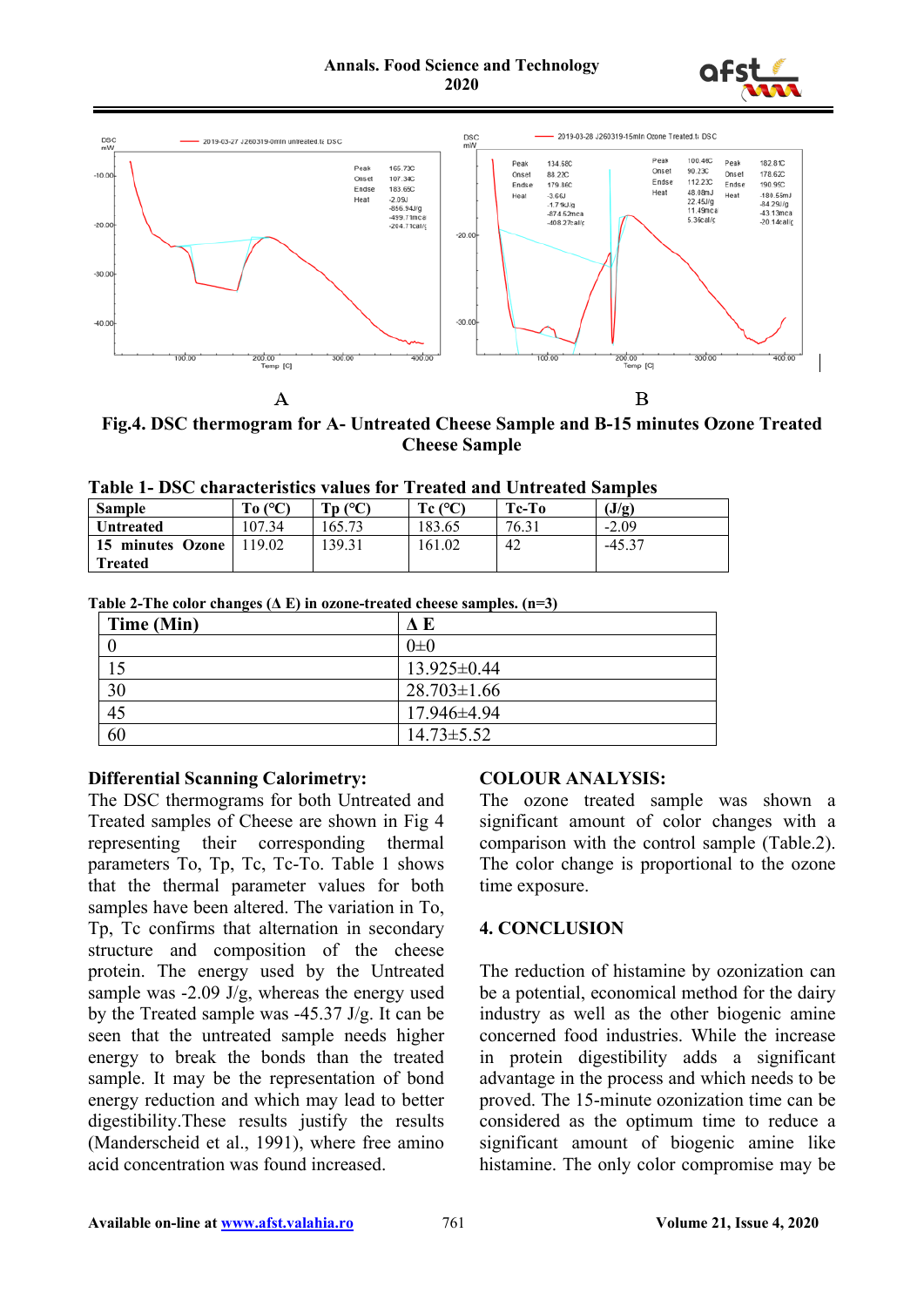DSC
mW

2019-03-27 J260319-0min untreated.ti DSC

Peak 165.73C
Onset 107.34C
Endse 183.65C
Heat -2.09J
-856.94J/g
-499.71mcal
-204.71cal/g

-10.00
-20.00
-30.00
-40.00

100.00 200.00 300.00 400.00
Temp [C]

A

DSC
mV

2019-03-28 J260319-15min Ozone Treated.ti DSC

Peak 134.58C
Onset 88.22C
Endse 179.86C
Heat -3.66J
-1.71kJ/g
-874.52mcal
-408.27cal/g

Peak 100.46C
Onset 90.23C
Endse 112.22C
Heat 48.08mJ
22.45J/g
11.49mcal
5.36cal/g

Peak 182.81C
Onset 178.62C
Endse 190.95C
Heat -180.55mJ
-84.29J/g
-43.13mcal
-20.14cal/g

-20.00
-30.00

100.00 200.00 300.00 400.00
Temp [C]

B

**Fig.4. DSC thermogram for A- Untreated Cheese Sample and B-15 minutes Ozone Treated Cheese Sample**

**Table 1- DSC characteristics values for Treated and Untreated Samples**

| Sample | To (°C) | Tp (°C) | Tc (°C) | Tc-To | (J/g) |
|---|---|---|---|---|---|
| **Untreated** | 107.34 | 165.73 | 183.65 | 76.31 | -2.09 |
| **15 minutes Ozone Treated** | 119.02 | 139.31 | 161.02 | 42 | -45.37 |

**Table 2-The color changes (Δ E) in ozone-treated cheese samples. (n=3)**

| Time (Min) | Δ E |
|---|---|
| 0 | 0±0 |
| 15 | 13.925±0.44 |
| 30 | 28.703±1.66 |
| 45 | 17.946±4.94 |
| 60 | 14.73±5.52 |

**Differential Scanning Calorimetry:**

The DSC thermograms for both Untreated and Treated samples of Cheese are shown in Fig 4 representing their corresponding thermal parameters To, Tp, Tc, Tc-To. Table 1 shows that the thermal parameter values for both samples have been altered. The variation in To, Tp, Tc confirms that alternation in secondary structure and composition of the cheese protein. The energy used by the Untreated sample was -2.09 J/g, whereas the energy used by the Treated sample was -45.37 J/g. It can be seen that the untreated sample needs higher energy to break the bonds than the treated sample. It may be the representation of bond energy reduction and which may lead to better digestibility.These results justify the results (Manderscheid et al., 1991), where free amino acid concentration was found increased.

**COLOUR ANALYSIS:**

The ozone treated sample was shown a significant amount of color changes with a comparison with the control sample (Table.2). The color change is proportional to the ozone time exposure.

## 4. CONCLUSION

The reduction of histamine by ozonization can be a potential, economical method for the dairy industry as well as the other biogenic amine concerned food industries. While the increase in protein digestibility adds a significant advantage in the process and which needs to be proved. The 15-minute ozonization time can be considered as the optimum time to reduce a significant amount of biogenic amine like histamine. The only color compromise may be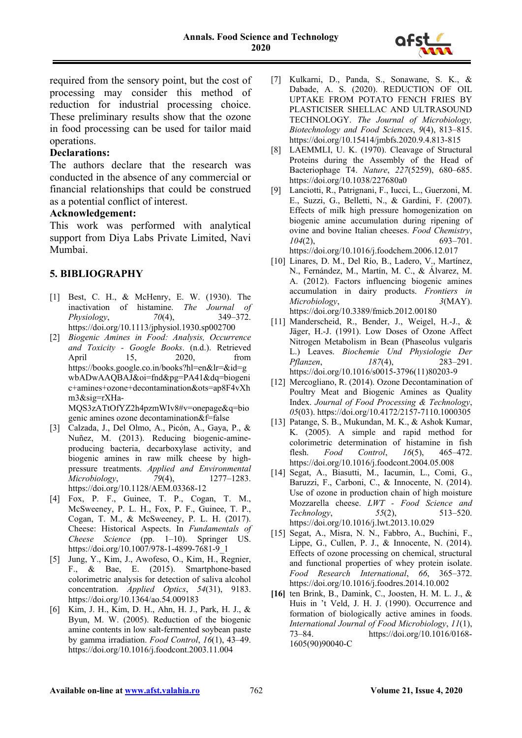required from the sensory point, but the cost of processing may consider this method of reduction for industrial processing choice. These preliminary results show that the ozone in food processing can be used for tailor maid operations.

**Declarations:**

The authors declare that the research was conducted in the absence of any commercial or financial relationships that could be construed as a potential conflict of interest.

**Acknowledgement:**

This work was performed with analytical support from Diya Labs Private Limited, Navi Mumbai.

## 5. BIBLIOGRAPHY

[1] Best, C. H., & McHenry, E. W. (1930). The inactivation of histamine. *The Journal of Physiology*, *70*(4), 349–372. https://doi.org/10.1113/jphysiol.1930.sp002700

[2] *Biogenic Amines in Food: Analysis, Occurrence and Toxicity - Google Books*. (n.d.). Retrieved April 15, 2020, from https://books.google.co.in/books?hl=en&lr=&id=gwbADwAAQBAJ&oi=fnd&pg=PA41&dq=biogenic+amines+ozone+decontamination&ots=ap8F4vXhm3&sig=rXHa-MQS3zATtOfYZ2h4pzmWIv8#v=onepage&q=biogenic amines ozone decontamination&f=false

[3] Calzada, J., Del Olmo, A., Picón, A., Gaya, P., & Nuñez, M. (2013). Reducing biogenic-amine-producing bacteria, decarboxylase activity, and biogenic amines in raw milk cheese by high-pressure treatments. *Applied and Environmental Microbiology*, *79*(4), 1277–1283. https://doi.org/10.1128/AEM.03368-12

[4] Fox, P. F., Guinee, T. P., Cogan, T. M., McSweeney, P. L. H., Fox, P. F., Guinee, T. P., Cogan, T. M., & McSweeney, P. L. H. (2017). Cheese: Historical Aspects. In *Fundamentals of Cheese Science* (pp. 1–10). Springer US. https://doi.org/10.1007/978-1-4899-7681-9_1

[5] Jung, Y., Kim, J., Awofeso, O., Kim, H., Regnier, F., & Bae, E. (2015). Smartphone-based colorimetric analysis for detection of saliva alcohol concentration. *Applied Optics*, *54*(31), 9183. https://doi.org/10.1364/ao.54.009183

[6] Kim, J. H., Kim, D. H., Ahn, H. J., Park, H. J., & Byun, M. W. (2005). Reduction of the biogenic amine contents in low salt-fermented soybean paste by gamma irradiation. *Food Control*, *16*(1), 43–49. https://doi.org/10.1016/j.foodcont.2003.11.004

[7] Kulkarni, D., Panda, S., Sonawane, S. K., & Dabade, A. S. (2020). REDUCTION OF OIL UPTAKE FROM POTATO FENCH FRIES BY PLASTICISER SHELLAC AND ULTRASOUND TECHNOLOGY. *The Journal of Microbiology, Biotechnology and Food Sciences*, *9*(4), 813–815. https://doi.org/10.15414/jmbfs.2020.9.4.813-815

[8] LAEMMLI, U. K. (1970). Cleavage of Structural Proteins during the Assembly of the Head of Bacteriophage T4. *Nature*, *227*(5259), 680–685. https://doi.org/10.1038/227680a0

[9] Lanciotti, R., Patrignani, F., Iucci, L., Guerzoni, M. E., Suzzi, G., Belletti, N., & Gardini, F. (2007). Effects of milk high pressure homogenization on biogenic amine accumulation during ripening of ovine and bovine Italian cheeses. *Food Chemistry*, *104*(2), 693–701. https://doi.org/10.1016/j.foodchem.2006.12.017

[10] Linares, D. M., Del Río, B., Ladero, V., Martínez, N., Fernández, M., Martín, M. C., & Álvarez, M. A. (2012). Factors influencing biogenic amines accumulation in dairy products. *Frontiers in Microbiology*, *3*(MAY). https://doi.org/10.3389/fmicb.2012.00180

[11] Manderscheid, R., Bender, J., Weigel, H.-J., & Jäger, H.-J. (1991). Low Doses of Ozone Affect Nitrogen Metabolism in Bean (Phaseolus vulgaris L.) Leaves. *Biochemie Und Physiologie Der Pflanzen*, *187*(4), 283–291. https://doi.org/10.1016/s0015-3796(11)80203-9

[12] Mercogliano, R. (2014). Ozone Decontamination of Poultry Meat and Biogenic Amines as Quality Index. *Journal of Food Processing & Technology*, *05*(03). https://doi.org/10.4172/2157-7110.1000305

[13] Patange, S. B., Mukundan, M. K., & Ashok Kumar, K. (2005). A simple and rapid method for colorimetric determination of histamine in fish flesh. *Food Control*, *16*(5), 465–472. https://doi.org/10.1016/j.foodcont.2004.05.008

[14] Segat, A., Biasutti, M., Iacumin, L., Comi, G., Baruzzi, F., Carboni, C., & Innocente, N. (2014). Use of ozone in production chain of high moisture Mozzarella cheese. *LWT - Food Science and Technology*, *55*(2), 513–520. https://doi.org/10.1016/j.lwt.2013.10.029

[15] Segat, A., Misra, N. N., Fabbro, A., Buchini, F., Lippe, G., Cullen, P. J., & Innocente, N. (2014). Effects of ozone processing on chemical, structural and functional properties of whey protein isolate. *Food Research International*, *66*, 365–372. https://doi.org/10.1016/j.foodres.2014.10.002

**[16]** ten Brink, B., Damink, C., Joosten, H. M. L. J., & Huis in 't Veld, J. H. J. (1990). Occurrence and formation of biologically active amines in foods. *International Journal of Food Microbiology*, *11*(1), 73–84. https://doi.org/10.1016/0168-1605(90)90040-C